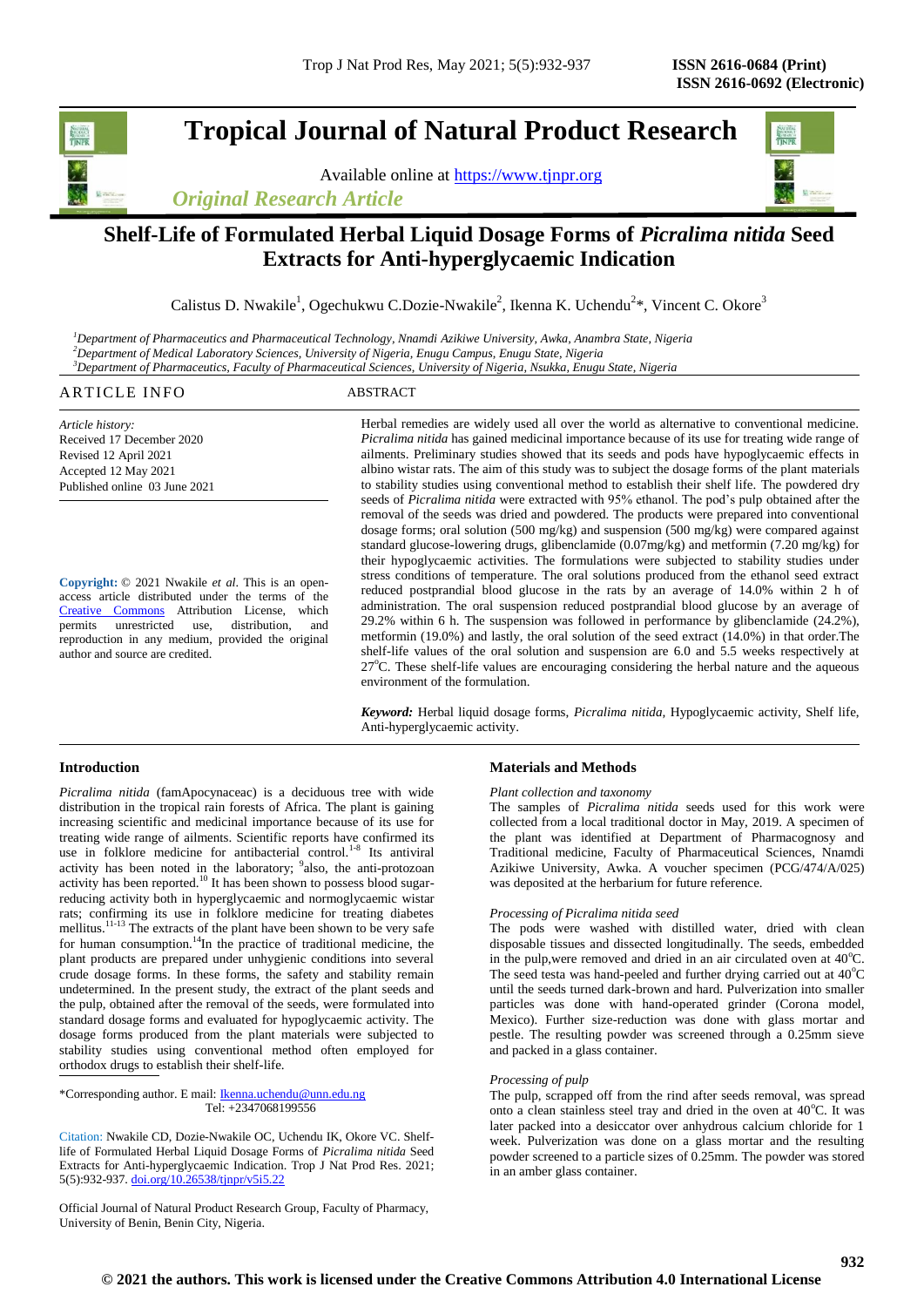# Tropical Journal of Natural Product Research

Available online at https://www.tjnpr.org

*Original Research Article*

## Shelf-Life of Formulated Herbal Liquid Dosage Forms of *Picralima nitida* Seed Extracts for Anti-hyperglycaemic Indication

Calistus D. Nwakile[1], Ogechukwu C.Dozie-Nwakile[2], Ikenna K. Uchendu[2]*, Vincent C. Okore[3]

[1]*Department of Pharmaceutics and Pharmaceutical Technology, Nnamdi Azikiwe University, Awka, Anambra State, Nigeria*
[2]*Department of Medical Laboratory Sciences, University of Nigeria, Enugu Campus, Enugu State, Nigeria*
[3]*Department of Pharmaceutics, Faculty of Pharmaceutical Sciences, University of Nigeria, Nsukka, Enugu State, Nigeria*

### ARTICLE INFO

*Article history:*
Received 17 December 2020
Revised 12 April 2021
Accepted 12 May 2021
Published online 03 June 2021

**Copyright:** © 2021 Nwakile *et al*. This is an open-access article distributed under the terms of the Creative Commons Attribution License, which permits unrestricted use, distribution, and reproduction in any medium, provided the original author and source are credited.

### ABSTRACT

Herbal remedies are widely used all over the world as alternative to conventional medicine. *Picralima nitida* has gained medicinal importance because of its use for treating wide range of ailments. Preliminary studies showed that its seeds and pods have hypoglycaemic effects in albino wistar rats. The aim of this study was to subject the dosage forms of the plant materials to stability studies using conventional method to establish their shelf life. The powdered dry seeds of *Picralima nitida* were extracted with 95% ethanol. The pod's pulp obtained after the removal of the seeds was dried and powdered. The products were prepared into conventional dosage forms; oral solution (500 mg/kg) and suspension (500 mg/kg) were compared against standard glucose-lowering drugs, glibenclamide (0.07mg/kg) and metformin (7.20 mg/kg) for their hypoglycaemic activities. The formulations were subjected to stability studies under stress conditions of temperature. The oral solutions produced from the ethanol seed extract reduced postprandial blood glucose in the rats by an average of 14.0% within 2 h of administration. The oral suspension reduced postprandial blood glucose by an average of 29.2% within 6 h. The suspension was followed in performance by glibenclamide (24.2%), metformin (19.0%) and lastly, the oral solution of the seed extract (14.0%) in that order.The shelf-life values of the oral solution and suspension are 6.0 and 5.5 weeks respectively at 27°C. These shelf-life values are encouraging considering the herbal nature and the aqueous environment of the formulation.

***Keyword:*** Herbal liquid dosage forms, *Picralima nitida*, Hypoglycaemic activity, Shelf life, Anti-hyperglycaemic activity.

## Introduction

*Picralima nitida* (famApocynaceac) is a deciduous tree with wide distribution in the tropical rain forests of Africa. The plant is gaining increasing scientific and medicinal importance because of its use for treating wide range of ailments. Scientific reports have confirmed its use in folklore medicine for antibacterial control.[1-8] Its antiviral activity has been noted in the laboratory; [9]also, the anti-protozoan activity has been reported.[10] It has been shown to possess blood sugar-reducing activity both in hyperglycaemic and normoglycaemic wistar rats; confirming its use in folklore medicine for treating diabetes mellitus.[11-13] The extracts of the plant have been shown to be very safe for human consumption.[14]In the practice of traditional medicine, the plant products are prepared under unhygienic conditions into several crude dosage forms. In these forms, the safety and stability remain undetermined. In the present study, the extract of the plant seeds and the pulp, obtained after the removal of the seeds, were formulated into standard dosage forms and evaluated for hypoglycaemic activity. The dosage forms produced from the plant materials were subjected to stability studies using conventional method often employed for orthodox drugs to establish their shelf-life.

*Corresponding author. E mail: Ikenna.uchendu@unn.edu.ng
Tel: +2347068199556

Citation: Nwakile CD, Dozie-Nwakile OC, Uchendu IK, Okore VC. Shelf-life of Formulated Herbal Liquid Dosage Forms of *Picralima nitida* Seed Extracts for Anti-hyperglycaemic Indication. Trop J Nat Prod Res. 2021; 5(5):932-937. doi.org/10.26538/tjnpr/v5i5.22

Official Journal of Natural Product Research Group, Faculty of Pharmacy, University of Benin, Benin City, Nigeria.

## Materials and Methods

*Plant collection and taxonomy*

The samples of *Picralima nitida* seeds used for this work were collected from a local traditional doctor in May, 2019. A specimen of the plant was identified at Department of Pharmacognosy and Traditional medicine, Faculty of Pharmaceutical Sciences, Nnamdi Azikiwe University, Awka. A voucher specimen (PCG/474/A/025) was deposited at the herbarium for future reference.

*Processing of Picralima nitida seed*

The pods were washed with distilled water, dried with clean disposable tissues and dissected longitudinally. The seeds, embedded in the pulp,were removed and dried in an air circulated oven at 40°C. The seed testa was hand-peeled and further drying carried out at 40°C until the seeds turned dark-brown and hard. Pulverization into smaller particles was done with hand-operated grinder (Corona model, Mexico). Further size-reduction was done with glass mortar and pestle. The resulting powder was screened through a 0.25mm sieve and packed in a glass container.

*Processing of pulp*

The pulp, scrapped off from the rind after seeds removal, was spread onto a clean stainless steel tray and dried in the oven at 40°C. It was later packed into a desiccator over anhydrous calcium chloride for 1 week. Pulverization was done on a glass mortar and the resulting powder screened to a particle sizes of 0.25mm. The powder was stored in an amber glass container.

© 2021 the authors. This work is licensed under the Creative Commons Attribution 4.0 International License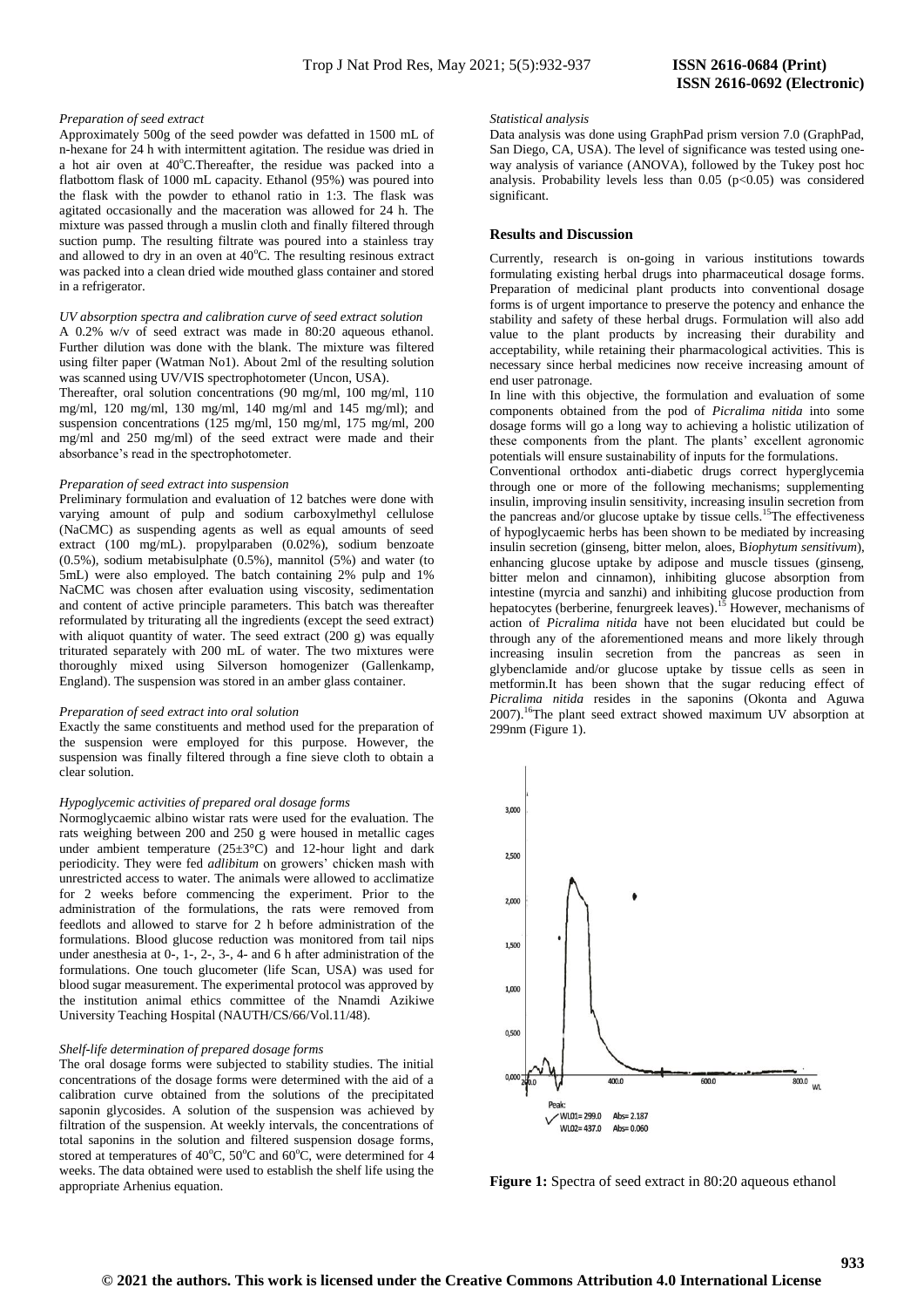#### *Preparation of seed extract*

Approximately 500g of the seed powder was defatted in 1500 mL of n-hexane for 24 h with intermittent agitation. The residue was dried in a hot air oven at 40°C.Thereafter, the residue was packed into a flatbottom flask of 1000 mL capacity. Ethanol (95%) was poured into the flask with the powder to ethanol ratio in 1:3. The flask was agitated occasionally and the maceration was allowed for 24 h. The mixture was passed through a muslin cloth and finally filtered through suction pump. The resulting filtrate was poured into a stainless tray and allowed to dry in an oven at 40°C. The resulting resinous extract was packed into a clean dried wide mouthed glass container and stored in a refrigerator.

#### *UV absorption spectra and calibration curve of seed extract solution*

A 0.2% w/v of seed extract was made in 80:20 aqueous ethanol. Further dilution was done with the blank. The mixture was filtered using filter paper (Watman No1). About 2ml of the resulting solution was scanned using UV/VIS spectrophotometer (Uncon, USA).

Thereafter, oral solution concentrations (90 mg/ml, 100 mg/ml, 110 mg/ml, 120 mg/ml, 130 mg/ml, 140 mg/ml and 145 mg/ml); and suspension concentrations (125 mg/ml, 150 mg/ml, 175 mg/ml, 200 mg/ml and 250 mg/ml) of the seed extract were made and their absorbance's read in the spectrophotometer.

#### *Preparation of seed extract into suspension*

Preliminary formulation and evaluation of 12 batches were done with varying amount of pulp and sodium carboxylmethyl cellulose (NaCMC) as suspending agents as well as equal amounts of seed extract (100 mg/mL). propylparaben (0.02%), sodium benzoate (0.5%), sodium metabisulphate (0.5%), mannitol (5%) and water (to 5mL) were also employed. The batch containing 2% pulp and 1% NaCMC was chosen after evaluation using viscosity, sedimentation and content of active principle parameters. This batch was thereafter reformulated by triturating all the ingredients (except the seed extract) with aliquot quantity of water. The seed extract (200 g) was equally triturated separately with 200 mL of water. The two mixtures were thoroughly mixed using Silverson homogenizer (Gallenkamp, England). The suspension was stored in an amber glass container.

#### *Preparation of seed extract into oral solution*

Exactly the same constituents and method used for the preparation of the suspension were employed for this purpose. However, the suspension was finally filtered through a fine sieve cloth to obtain a clear solution.

#### *Hypoglycemic activities of prepared oral dosage forms*

Normoglycaemic albino wistar rats were used for the evaluation. The rats weighing between 200 and 250 g were housed in metallic cages under ambient temperature (25±3°C) and 12-hour light and dark periodicity. They were fed *adlibitum* on growers' chicken mash with unrestricted access to water. The animals were allowed to acclimatize for 2 weeks before commencing the experiment. Prior to the administration of the formulations, the rats were removed from feedlots and allowed to starve for 2 h before administration of the formulations. Blood glucose reduction was monitored from tail nips under anesthesia at 0-, 1-, 2-, 3-, 4- and 6 h after administration of the formulations. One touch glucometer (life Scan, USA) was used for blood sugar measurement. The experimental protocol was approved by the institution animal ethics committee of the Nnamdi Azikiwe University Teaching Hospital (NAUTH/CS/66/Vol.11/48).

#### *Shelf-life determination of prepared dosage forms*

The oral dosage forms were subjected to stability studies. The initial concentrations of the dosage forms were determined with the aid of a calibration curve obtained from the solutions of the precipitated saponin glycosides. A solution of the suspension was achieved by filtration of the suspension. At weekly intervals, the concentrations of total saponins in the solution and filtered suspension dosage forms, stored at temperatures of 40°C, 50°C and 60°C, were determined for 4 weeks. The data obtained were used to establish the shelf life using the appropriate Arhenius equation.

#### *Statistical analysis*

Data analysis was done using GraphPad prism version 7.0 (GraphPad, San Diego, CA, USA). The level of significance was tested using one-way analysis of variance (ANOVA), followed by the Tukey post hoc analysis. Probability levels less than 0.05 ($p<0.05$) was considered significant.

## Results and Discussion

Currently, research is on-going in various institutions towards formulating existing herbal drugs into pharmaceutical dosage forms. Preparation of medicinal plant products into conventional dosage forms is of urgent importance to preserve the potency and enhance the stability and safety of these herbal drugs. Formulation will also add value to the plant products by increasing their durability and acceptability, while retaining their pharmacological activities. This is necessary since herbal medicines now receive increasing amount of end user patronage.

In line with this objective, the formulation and evaluation of some components obtained from the pod of *Picralima nitida* into some dosage forms will go a long way to achieving a holistic utilization of these components from the plant. The plants' excellent agronomic potentials will ensure sustainability of inputs for the formulations.

Conventional orthodox anti-diabetic drugs correct hyperglycemia through one or more of the following mechanisms; supplementing insulin, improving insulin sensitivity, increasing insulin secretion from the pancreas and/or glucose uptake by tissue cells.[15] The effectiveness of hypoglycaemic herbs has been shown to be mediated by increasing insulin secretion (ginseng, bitter melon, aloes, B*iophytum sensitivum*), enhancing glucose uptake by adipose and muscle tissues (ginseng, bitter melon and cinnamon), inhibiting glucose absorption from intestine (myrcia and sanzhi) and inhibiting glucose production from hepatocytes (berberine, fenurgreek leaves).[15] However, mechanisms of action of *Picralima nitida* have not been elucidated but could be through any of the aforementioned means and more likely through increasing insulin secretion from the pancreas as seen in glybenclamide and/or glucose uptake by tissue cells as seen in metformin.It has been shown that the sugar reducing effect of *Picralima nitida* resides in the saponins (Okonta and Aguwa 2007).[16] The plant seed extract showed maximum UV absorption at 299nm (Figure 1).

**Figure 1:** Spectra of seed extract in 80:20 aqueous ethanol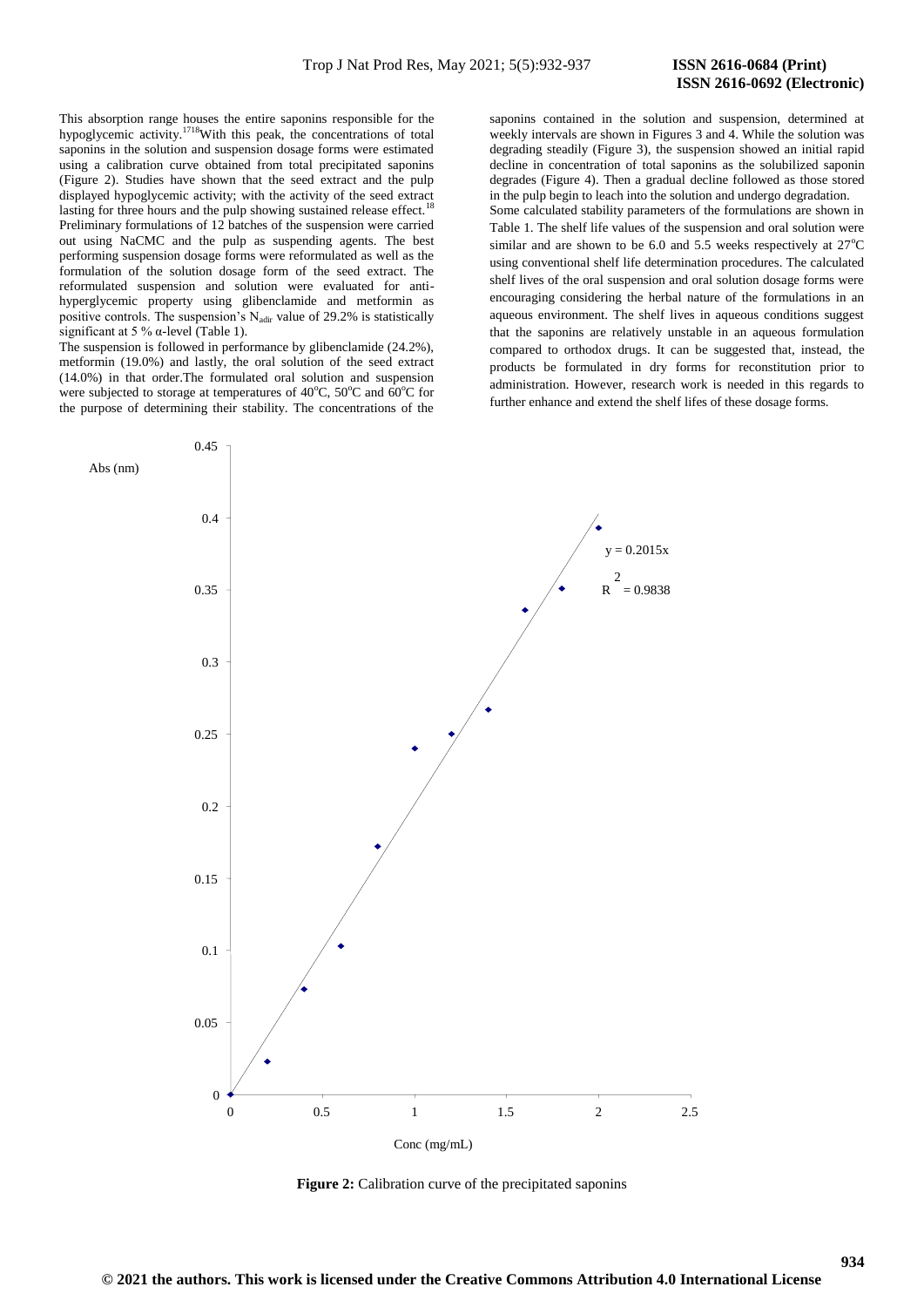This absorption range houses the entire saponins responsible for the hypoglycemic activity.[17,18] With this peak, the concentrations of total saponins in the solution and suspension dosage forms were estimated using a calibration curve obtained from total precipitated saponins (Figure 2). Studies have shown that the seed extract and the pulp displayed hypoglycemic activity; with the activity of the seed extract lasting for three hours and the pulp showing sustained release effect.[18] Preliminary formulations of 12 batches of the suspension were carried out using NaCMC and the pulp as suspending agents. The best performing suspension dosage forms were reformulated as well as the formulation of the solution dosage form of the seed extract. The reformulated suspension and solution were evaluated for anti-hyperglycemic property using glibenclamide and metformin as positive controls. The suspension's $N_{adir}$ value of 29.2% is statistically significant at 5 % α-level (Table 1).

The suspension is followed in performance by glibenclamide (24.2%), metformin (19.0%) and lastly, the oral solution of the seed extract (14.0%) in that order.The formulated oral solution and suspension were subjected to storage at temperatures of 40°C, 50°C and 60°C for the purpose of determining their stability. The concentrations of the saponins contained in the solution and suspension, determined at weekly intervals are shown in Figures 3 and 4. While the solution was degrading steadily (Figure 3), the suspension showed an initial rapid decline in concentration of total saponins as the solubilized saponin degrades (Figure 4). Then a gradual decline followed as those stored in the pulp begin to leach into the solution and undergo degradation.

Some calculated stability parameters of the formulations are shown in Table 1. The shelf life values of the suspension and oral solution were similar and are shown to be 6.0 and 5.5 weeks respectively at 27°C using conventional shelf life determination procedures. The calculated shelf lives of the oral suspension and oral solution dosage forms were encouraging considering the herbal nature of the formulations in an aqueous environment. The shelf lives in aqueous conditions suggest that the saponins are relatively unstable in an aqueous formulation compared to orthodox drugs. It can be suggested that, instead, the products be formulated in dry forms for reconstitution prior to administration. However, research work is needed in this regards to further enhance and extend the shelf lifes of these dosage forms.

**Figure 2:** Calibration curve of the precipitated saponins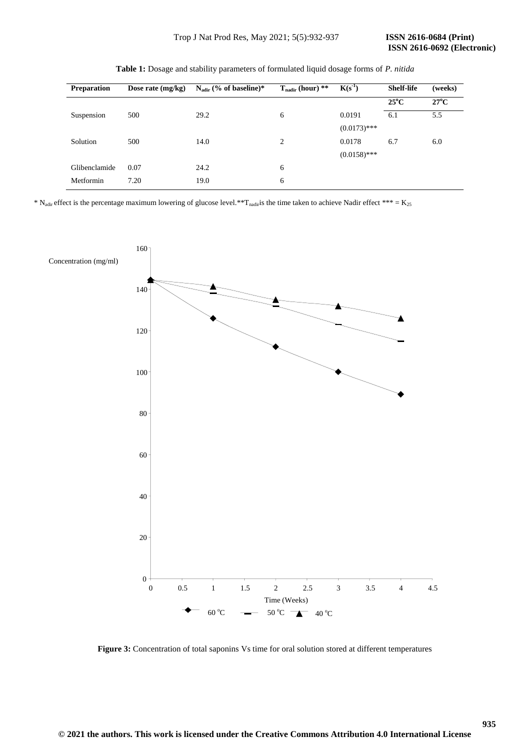**Table 1:** Dosage and stability parameters of formulated liquid dosage forms of *P. nitida*

| Preparation | Dose rate (mg/kg) | $N_{adir}$ (% of baseline)* | $T_{nadir}$ (hour) ** | $K(s^{-1})$ | Shelf-life | (weeks) |
|---|---|---|---|---|---|---|
| | | | | | 25°C | 27°C |
| Suspension | 500 | 29.2 | 6 | 0.0191 (0.0173)*** | 6.1 | 5.5 |
| Solution | 500 | 14.0 | 2 | 0.0178 (0.0158)*** | 6.7 | 6.0 |
| Glibenclamide | 0.07 | 24.2 | 6 | | | |
| Metformin | 7.20 | 19.0 | 6 | | | |

* $N_{adir}$ effect is the percentage maximum lowering of glucose level.**$T_{nadir}$ is the time taken to achieve Nadir effect *** = $K_{25}$

**Figure 3:** Concentration of total saponins Vs time for oral solution stored at different temperatures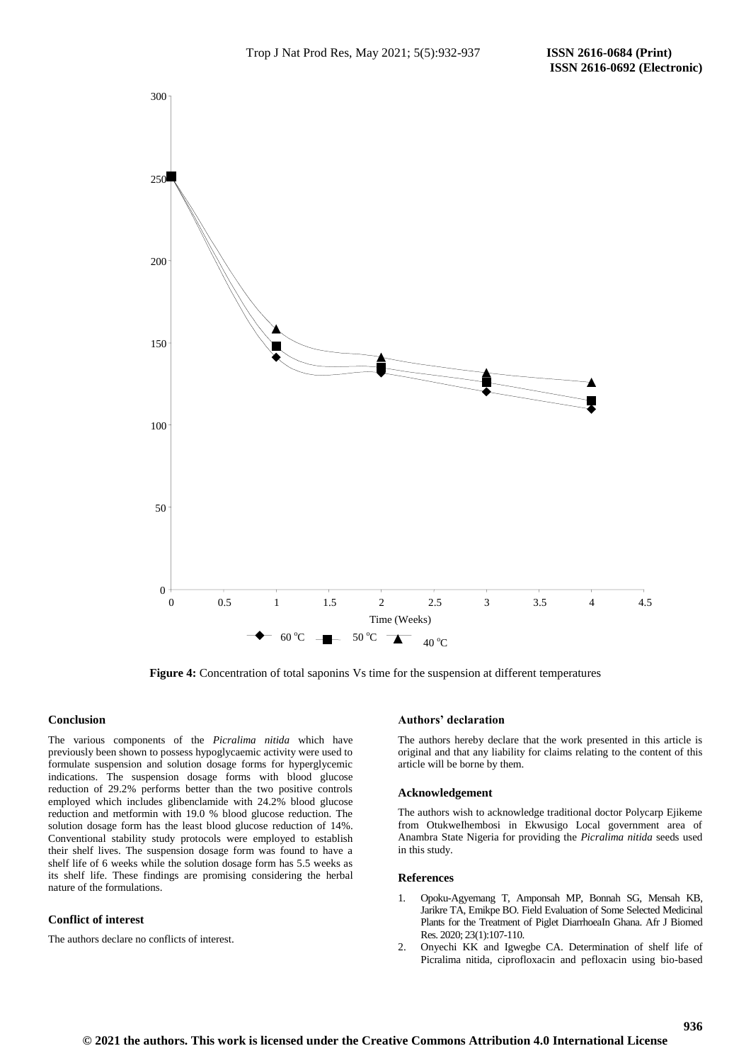Figure 4: Concentration of total saponins Vs time for the suspension at different temperatures

## Conclusion

The various components of the *Picralima nitida* which have previously been shown to possess hypoglycaemic activity were used to formulate suspension and solution dosage forms for hyperglycemic indications. The suspension dosage forms with blood glucose reduction of 29.2% performs better than the two positive controls employed which includes glibenclamide with 24.2% blood glucose reduction and metformin with 19.0 % blood glucose reduction. The solution dosage form has the least blood glucose reduction of 14%. Conventional stability study protocols were employed to establish their shelf lives. The suspension dosage form was found to have a shelf life of 6 weeks while the solution dosage form has 5.5 weeks as its shelf life. These findings are promising considering the herbal nature of the formulations.

## Conflict of interest

The authors declare no conflicts of interest.

## Authors' declaration

The authors hereby declare that the work presented in this article is original and that any liability for claims relating to the content of this article will be borne by them.

## Acknowledgement

The authors wish to acknowledge traditional doctor Polycarp Ejikeme from OtukweIhembosi in Ekwusigo Local government area of Anambra State Nigeria for providing the *Picralima nitida* seeds used in this study.

## References

1. Opoku-Agyemang T, Amponsah MP, Bonnah SG, Mensah KB, Jarikre TA, Emikpe BO. Field Evaluation of Some Selected Medicinal Plants for the Treatment of Piglet DiarrhoeaIn Ghana. Afr J Biomed Res. 2020; 23(1):107-110.
2. Onyechi KK and Igwegbe CA. Determination of shelf life of Picralima nitida, ciprofloxacin and pefloxacin using bio-based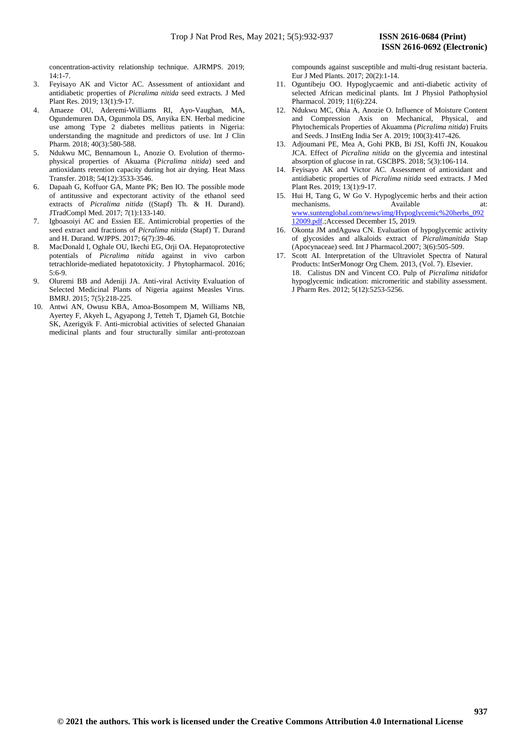concentration-activity relationship technique. AJRMPS. 2019; 14:1-7.

3. Feyisayo AK and Victor AC. Assessment of antioxidant and antidiabetic properties of *Picralima nitida* seed extracts. J Med Plant Res. 2019; 13(1):9-17.
4. Amaeze OU, Aderemi-Williams RI, Ayo-Vaughan, MA, Ogundemuren DA, Ogunmola DS, Anyika EN. Herbal medicine use among Type 2 diabetes mellitus patients in Nigeria: understanding the magnitude and predictors of use. Int J Clin Pharm. 2018; 40(3):580-588.
5. Ndukwu MC, Bennamoun L, Anozie O. Evolution of thermo-physical properties of Akuama (P*icralima nitida*) seed and antioxidants retention capacity during hot air drying. Heat Mass Transfer. 2018; 54(12):3533-3546.
6. Dapaah G, Koffuor GA, Mante PK; Ben IO. The possible mode of antitussive and expectorant activity of the ethanol seed extracts of *Picralima nitida* ((Stapf) Th. & H. Durand). JTradCompl Med. 2017; 7(1):133-140.
7. Igboasoiyi AC and Essien EE. Antimicrobial properties of the seed extract and fractions of *Picralima nitida* (Stapf) T. Durand and H. Durand. WJPPS. 2017; 6(7):39-46.
8. MacDonald I, Oghale OU, Ikechi EG, Orji OA. Hepatoprotective potentials of *Picralima nitida* against in vivo carbon tetrachloride-mediated hepatotoxicity. J Phytopharmacol. 2016; 5:6-9.
9. Oluremi BB and Adeniji JA. Anti-viral Activity Evaluation of Selected Medicinal Plants of Nigeria against Measles Virus. BMRJ. 2015; 7(5):218-225.
10. Antwi AN, Owusu KBA, Amoa-Bosompem M, Williams NB, Ayertey F, Akyeh L, Agyapong J, Tetteh T, Djameh GI, Botchie SK, Azerigyik F. Anti-microbial activities of selected Ghanaian medicinal plants and four structurally similar anti-protozoan compounds against susceptible and multi-drug resistant bacteria. Eur J Med Plants. 2017; 20(2):1-14.
11. Oguntibeju OO. Hypoglycaemic and anti-diabetic activity of selected African medicinal plants. Int J Physiol Pathophysiol Pharmacol. 2019; 11(6):224.
12. Ndukwu MC, Ohia A, Anozie O. Influence of Moisture Content and Compression Axis on Mechanical, Physical, and Phytochemicals Properties of Akuamma (*Picralima nitida*) Fruits and Seeds. J InstEng India Ser A. 2019; 100(3):417-426.
13. Adjoumani PE, Mea A, Gohi PKB, Bi JSI, Koffi JN, Kouakou JCA. Effect of *Picralina nitida* on the glycemia and intestinal absorption of glucose in rat. GSCBPS. 2018; 5(3):106-114.
14. Feyisayo AK and Victor AC. Assessment of antioxidant and antidiabetic properties of *Picralima nitida* seed extracts. J Med Plant Res. 2019; 13(1):9-17.
15. Hui H, Tang G, W Go V. Hypoglycemic herbs and their action mechanisms. Available at: www.suntenglobal.com/news/img/Hypoglycemic%20herbs_09212009.pdf.;Accessed December 15, 2019.
16. Okonta JM andAguwa CN. Evaluation of hypoglycemic activity of glycosides and alkaloids extract of *Picralimanitida* Stap (Apocynaceae) seed. Int J Pharmacol.2007; 3(6):505-509.
17. Scott AI. Interpretation of the Ultraviolet Spectra of Natural Products: IntSerMonogr Org Chem. 2013, (Vol. 7). Elsevier.
18. Calistus DN and Vincent CO. Pulp of *Picralima nitida*for hypoglycemic indication: micromeritic and stability assessment. J Pharm Res. 2012; 5(12):5253-5256.

**© 2021 the authors. This work is licensed under the Creative Commons Attribution 4.0 International License**